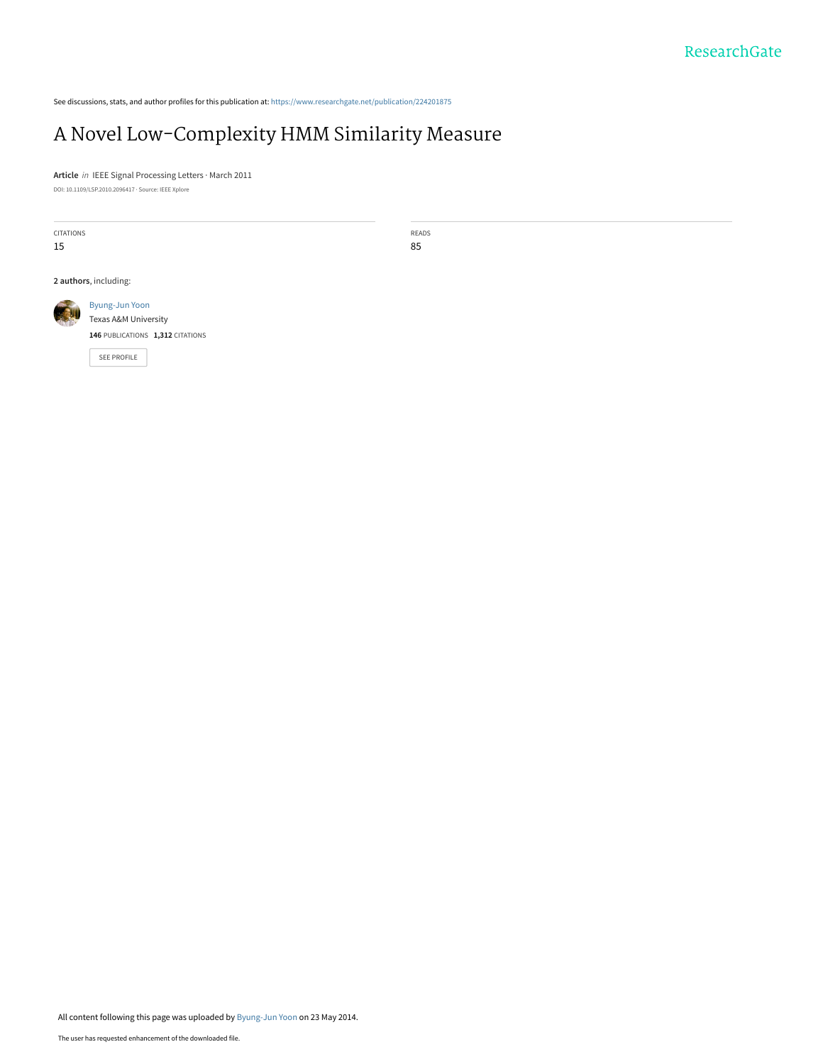See discussions, stats, and author profiles for this publication at: https://www.researchgate.net/publication/224201875

# A Novel Low-Complexity HMM Similarity Measure

**Article** *in* IEEE Signal Processing Letters · March 2011

DOI: 10.1109/LSP.2010.2096417 · Source: IEEE Xplore

CITATIONS
15

READS
85

**2 authors**, including:

Byung-Jun Yoon
Texas A&M University
**146** PUBLICATIONS **1,312** CITATIONS

SEE PROFILE

All content following this page was uploaded by Byung-Jun Yoon on 23 May 2014.

The user has requested enhancement of the downloaded file.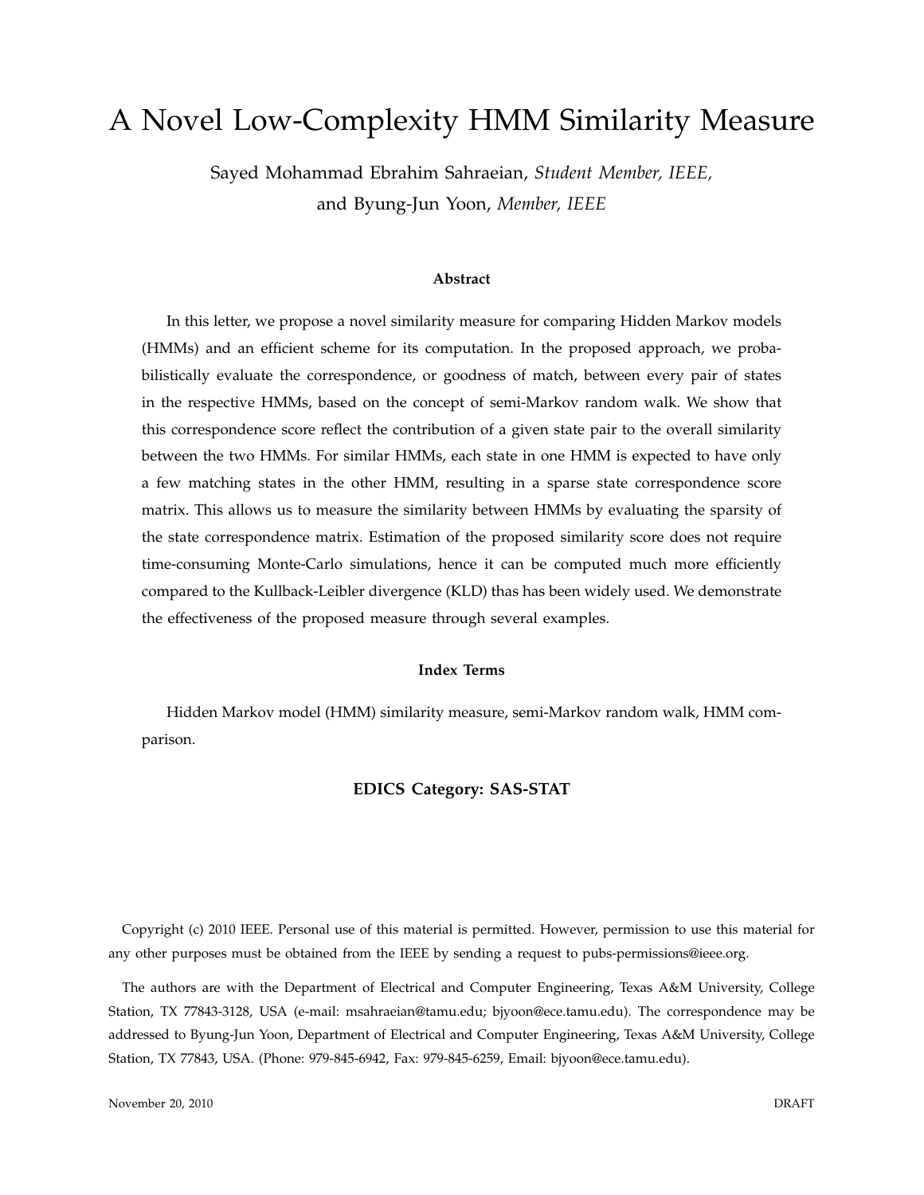# A Novel Low-Complexity HMM Similarity Measure

Sayed Mohammad Ebrahim Sahraeian, *Student Member, IEEE*, and Byung-Jun Yoon, *Member, IEEE*

### Abstract

In this letter, we propose a novel similarity measure for comparing Hidden Markov models (HMMs) and an efficient scheme for its computation. In the proposed approach, we probabilistically evaluate the correspondence, or goodness of match, between every pair of states in the respective HMMs, based on the concept of semi-Markov random walk. We show that this correspondence score reflect the contribution of a given state pair to the overall similarity between the two HMMs. For similar HMMs, each state in one HMM is expected to have only a few matching states in the other HMM, resulting in a sparse state correspondence score matrix. This allows us to measure the similarity between HMMs by evaluating the sparsity of the state correspondence matrix. Estimation of the proposed similarity score does not require time-consuming Monte-Carlo simulations, hence it can be computed much more efficiently compared to the Kullback-Leibler divergence (KLD) thas has been widely used. We demonstrate the effectiveness of the proposed measure through several examples.

### Index Terms

Hidden Markov model (HMM) similarity measure, semi-Markov random walk, HMM comparison.

**EDICS Category: SAS-STAT**

Copyright (c) 2010 IEEE. Personal use of this material is permitted. However, permission to use this material for any other purposes must be obtained from the IEEE by sending a request to pubs-permissions@ieee.org.

The authors are with the Department of Electrical and Computer Engineering, Texas A&M University, College Station, TX 77843-3128, USA (e-mail: msahraeian@tamu.edu; bjyoon@ece.tamu.edu). The correspondence may be addressed to Byung-Jun Yoon, Department of Electrical and Computer Engineering, Texas A&M University, College Station, TX 77843, USA. (Phone: 979-845-6942, Fax: 979-845-6259, Email: bjyoon@ece.tamu.edu).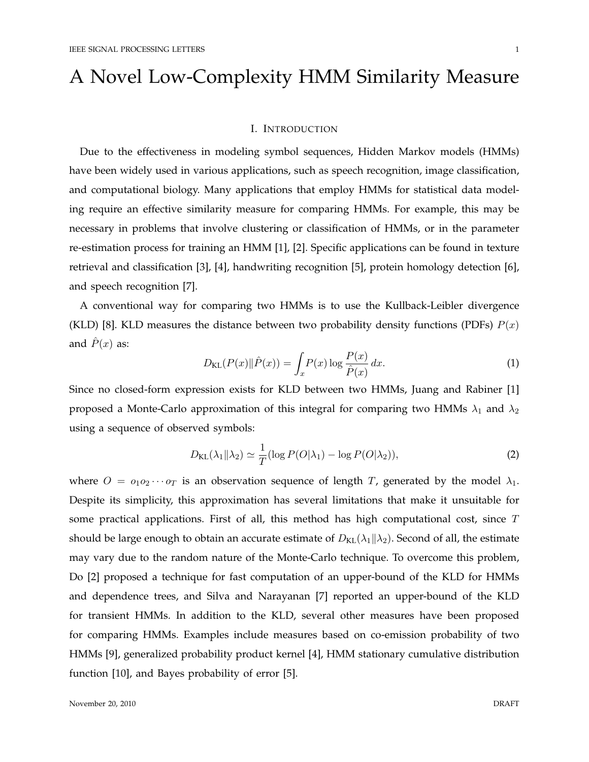# A Novel Low-Complexity HMM Similarity Measure

## I. Introduction

Due to the effectiveness in modeling symbol sequences, Hidden Markov models (HMMs) have been widely used in various applications, such as speech recognition, image classification, and computational biology. Many applications that employ HMMs for statistical data modeling require an effective similarity measure for comparing HMMs. For example, this may be necessary in problems that involve clustering or classification of HMMs, or in the parameter re-estimation process for training an HMM [1], [2]. Specific applications can be found in texture retrieval and classification [3], [4], handwriting recognition [5], protein homology detection [6], and speech recognition [7].

A conventional way for comparing two HMMs is to use the Kullback-Leibler divergence (KLD) [8]. KLD measures the distance between two probability density functions (PDFs) $P(x)$ and $\hat{P}(x)$ as:

$$D_{\text{KL}}(P(x)\|\hat{P}(x)) = \int_x P(x) \log \frac{P(x)}{\hat{P}(x)}\, dx. \tag{1}$$

Since no closed-form expression exists for KLD between two HMMs, Juang and Rabiner [1] proposed a Monte-Carlo approximation of this integral for comparing two HMMs $\lambda_1$ and $\lambda_2$ using a sequence of observed symbols:

$$D_{\text{KL}}(\lambda_1\|\lambda_2) \simeq \frac{1}{T}(\log P(O|\lambda_1) - \log P(O|\lambda_2)), \tag{2}$$

where $O = o_1 o_2 \cdots o_T$ is an observation sequence of length $T$, generated by the model $\lambda_1$. Despite its simplicity, this approximation has several limitations that make it unsuitable for some practical applications. First of all, this method has high computational cost, since $T$ should be large enough to obtain an accurate estimate of $D_{\text{KL}}(\lambda_1\|\lambda_2)$. Second of all, the estimate may vary due to the random nature of the Monte-Carlo technique. To overcome this problem, Do [2] proposed a technique for fast computation of an upper-bound of the KLD for HMMs and dependence trees, and Silva and Narayanan [7] reported an upper-bound of the KLD for transient HMMs. In addition to the KLD, several other measures have been proposed for comparing HMMs. Examples include measures based on co-emission probability of two HMMs [9], generalized probability product kernel [4], HMM stationary cumulative distribution function [10], and Bayes probability of error [5].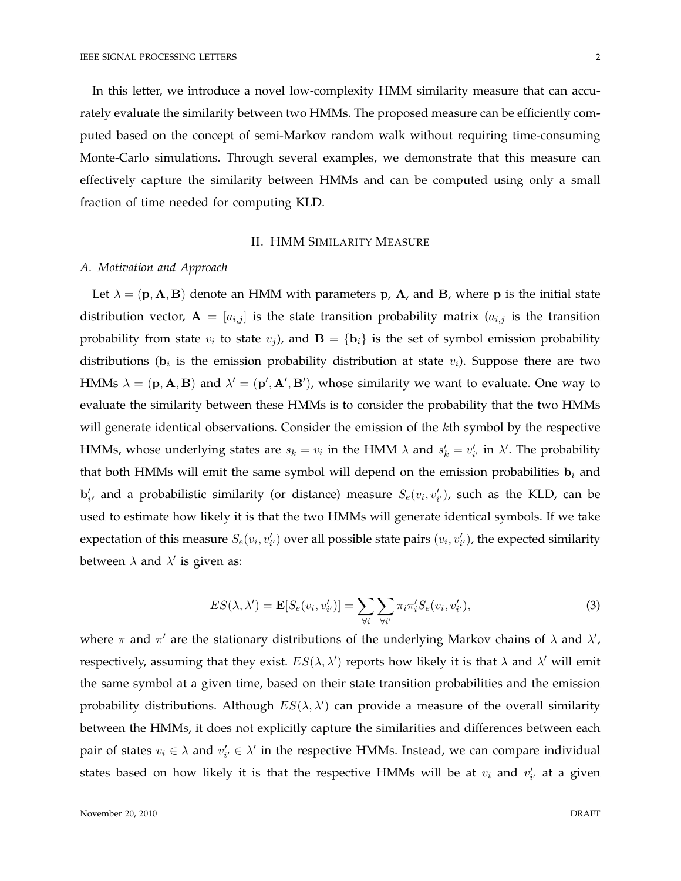In this letter, we introduce a novel low-complexity HMM similarity measure that can accurately evaluate the similarity between two HMMs. The proposed measure can be efficiently computed based on the concept of semi-Markov random walk without requiring time-consuming Monte-Carlo simulations. Through several examples, we demonstrate that this measure can effectively capture the similarity between HMMs and can be computed using only a small fraction of time needed for computing KLD.

## II. HMM Similarity Measure

### *A. Motivation and Approach*

Let $\lambda = (\mathbf{p}, \mathbf{A}, \mathbf{B})$ denote an HMM with parameters $\mathbf{p}$, $\mathbf{A}$, and $\mathbf{B}$, where $\mathbf{p}$ is the initial state distribution vector, $\mathbf{A} = [a_{i,j}]$ is the state transition probability matrix ($a_{i,j}$ is the transition probability from state $v_i$ to state $v_j$), and $\mathbf{B} = \{\mathbf{b}_i\}$ is the set of symbol emission probability distributions ($\mathbf{b}_i$ is the emission probability distribution at state $v_i$). Suppose there are two HMMs $\lambda = (\mathbf{p}, \mathbf{A}, \mathbf{B})$ and $\lambda' = (\mathbf{p}', \mathbf{A}', \mathbf{B}')$, whose similarity we want to evaluate. One way to evaluate the similarity between these HMMs is to consider the probability that the two HMMs will generate identical observations. Consider the emission of the $k$th symbol by the respective HMMs, whose underlying states are $s_k = v_i$ in the HMM $\lambda$ and $s'_k = v'_{i'}$ in $\lambda'$. The probability that both HMMs will emit the same symbol will depend on the emission probabilities $\mathbf{b}_i$ and $\mathbf{b}'_{i'}$, and a probabilistic similarity (or distance) measure $S_e(v_i, v'_{i'})$, such as the KLD, can be used to estimate how likely it is that the two HMMs will generate identical symbols. If we take expectation of this measure $S_e(v_i, v'_{i'})$ over all possible state pairs $(v_i, v'_{i'})$, the expected similarity between $\lambda$ and $\lambda'$ is given as:

$$ES(\lambda, \lambda') = \mathbf{E}[S_e(v_i, v'_{i'})] = \sum_{\forall i} \sum_{\forall i'} \pi_i \pi'_i S_e(v_i, v'_{i'}), \tag{3}$$

where $\pi$ and $\pi'$ are the stationary distributions of the underlying Markov chains of $\lambda$ and $\lambda'$, respectively, assuming that they exist. $ES(\lambda, \lambda')$ reports how likely it is that $\lambda$ and $\lambda'$ will emit the same symbol at a given time, based on their state transition probabilities and the emission probability distributions. Although $ES(\lambda, \lambda')$ can provide a measure of the overall similarity between the HMMs, it does not explicitly capture the similarities and differences between each pair of states $v_i \in \lambda$ and $v'_{i'} \in \lambda'$ in the respective HMMs. Instead, we can compare individual states based on how likely it is that the respective HMMs will be at $v_i$ and $v'_{i'}$ at a given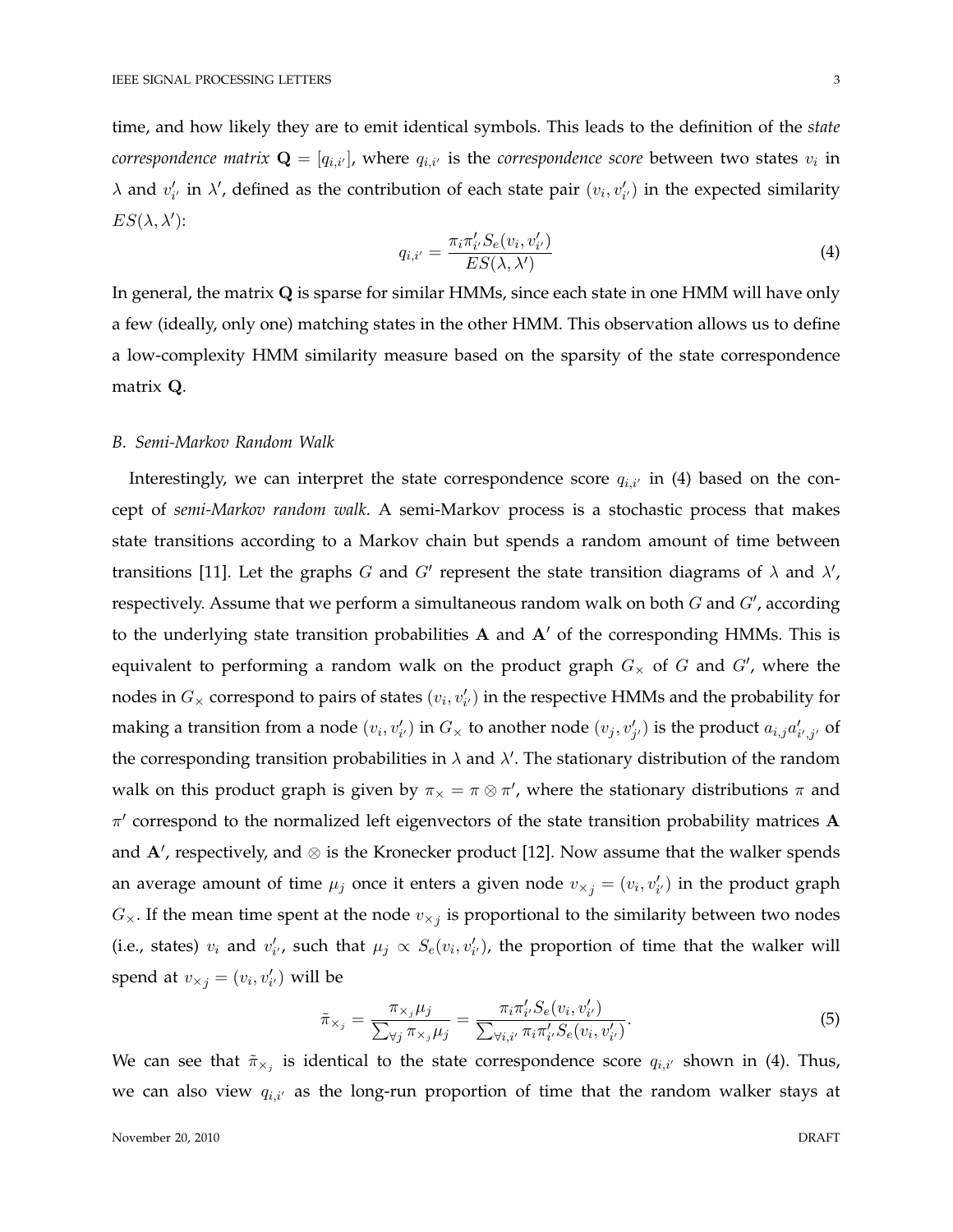time, and how likely they are to emit identical symbols. This leads to the definition of the *state correspondence matrix* $\mathbf{Q} = [q_{i,i'}]$, where $q_{i,i'}$ is the *correspondence score* between two states $v_i$ in $\lambda$ and $v'_{i'}$ in $\lambda'$, defined as the contribution of each state pair $(v_i, v'_{i'})$ in the expected similarity $ES(\lambda, \lambda')$:

$$q_{i,i'} = \frac{\pi_i \pi'_{i'} S_e(v_i, v'_{i'})}{ES(\lambda, \lambda')} \tag{4}$$

In general, the matrix $\mathbf{Q}$ is sparse for similar HMMs, since each state in one HMM will have only a few (ideally, only one) matching states in the other HMM. This observation allows us to define a low-complexity HMM similarity measure based on the sparsity of the state correspondence matrix $\mathbf{Q}$.

### *B. Semi-Markov Random Walk*

Interestingly, we can interpret the state correspondence score $q_{i,i'}$ in (4) based on the concept of *semi-Markov random walk*. A semi-Markov process is a stochastic process that makes state transitions according to a Markov chain but spends a random amount of time between transitions [11]. Let the graphs $G$ and $G'$ represent the state transition diagrams of $\lambda$ and $\lambda'$, respectively. Assume that we perform a simultaneous random walk on both $G$ and $G'$, according to the underlying state transition probabilities $\mathbf{A}$ and $\mathbf{A}'$ of the corresponding HMMs. This is equivalent to performing a random walk on the product graph $G_\times$ of $G$ and $G'$, where the nodes in $G_\times$ correspond to pairs of states $(v_i, v'_{i'})$ in the respective HMMs and the probability for making a transition from a node $(v_i, v'_{i'})$ in $G_\times$ to another node $(v_j, v'_{j'})$ is the product $a_{i,j} a'_{i',j'}$ of the corresponding transition probabilities in $\lambda$ and $\lambda'$. The stationary distribution of the random walk on this product graph is given by $\pi_\times = \pi \otimes \pi'$, where the stationary distributions $\pi$ and $\pi'$ correspond to the normalized left eigenvectors of the state transition probability matrices $\mathbf{A}$ and $\mathbf{A}'$, respectively, and $\otimes$ is the Kronecker product [12]. Now assume that the walker spends an average amount of time $\mu_j$ once it enters a given node $v_{\times j} = (v_i, v'_{i'})$ in the product graph $G_\times$. If the mean time spent at the node $v_{\times j}$ is proportional to the similarity between two nodes (i.e., states) $v_i$ and $v'_{i'}$, such that $\mu_j \propto S_e(v_i, v'_{i'})$, the proportion of time that the walker will spend at $v_{\times j} = (v_i, v'_{i'})$ will be

$$\tilde{\pi}_{\times_j} = \frac{\pi_{\times_j} \mu_j}{\sum_{\forall j} \pi_{\times_j} \mu_j} = \frac{\pi_i \pi'_{i'} S_e(v_i, v'_{i'})}{\sum_{\forall i,i'} \pi_i \pi'_{i'} S_e(v_i, v'_{i'})}. \tag{5}$$

We can see that $\tilde{\pi}_{\times_j}$ is identical to the state correspondence score $q_{i,i'}$ shown in (4). Thus, we can also view $q_{i,i'}$ as the long-run proportion of time that the random walker stays at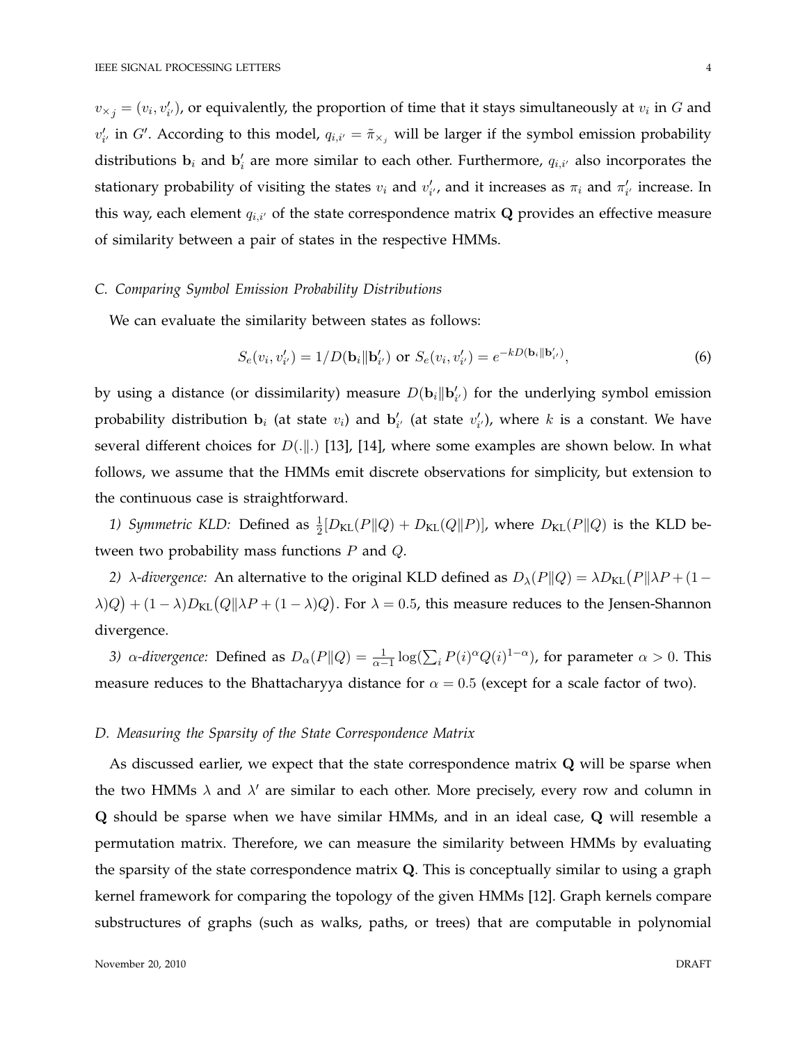$v_{\times j} = (v_i, v'_{i'})$, or equivalently, the proportion of time that it stays simultaneously at $v_i$ in $G$ and $v'_{i'}$ in $G'$. According to this model, $q_{i,i'} = \tilde{\pi}_{\times_j}$ will be larger if the symbol emission probability distributions $\mathbf{b}_i$ and $\mathbf{b}'_i$ are more similar to each other. Furthermore, $q_{i,i'}$ also incorporates the stationary probability of visiting the states $v_i$ and $v'_{i'}$, and it increases as $\pi_i$ and $\pi'_{i'}$ increase. In this way, each element $q_{i,i'}$ of the state correspondence matrix $\mathbf{Q}$ provides an effective measure of similarity between a pair of states in the respective HMMs.

### *C. Comparing Symbol Emission Probability Distributions*

We can evaluate the similarity between states as follows:

$$S_e(v_i, v'_{i'}) = 1/D(\mathbf{b}_i \| \mathbf{b}'_{i'}) \text{ or } S_e(v_i, v'_{i'}) = e^{-kD(\mathbf{b}_i \| \mathbf{b}'_{i'})}, \tag{6}$$

by using a distance (or dissimilarity) measure $D(\mathbf{b}_i \| \mathbf{b}'_{i'})$ for the underlying symbol emission probability distribution $\mathbf{b}_i$ (at state $v_i$) and $\mathbf{b}'_{i'}$ (at state $v'_{i'}$), where $k$ is a constant. We have several different choices for $D(.\|.)$ [13], [14], where some examples are shown below. In what follows, we assume that the HMMs emit discrete observations for simplicity, but extension to the continuous case is straightforward.

*1) Symmetric KLD:* Defined as $\frac{1}{2}[D_{\text{KL}}(P\|Q) + D_{\text{KL}}(Q\|P)]$, where $D_{\text{KL}}(P\|Q)$ is the KLD between two probability mass functions $P$ and $Q$.

*2) $\lambda$-divergence:* An alternative to the original KLD defined as $D_\lambda(P\|Q) = \lambda D_{\text{KL}}\big(P\|\lambda P + (1-\lambda)Q\big) + (1-\lambda)D_{\text{KL}}\big(Q\|\lambda P + (1-\lambda)Q\big)$. For $\lambda = 0.5$, this measure reduces to the Jensen-Shannon divergence.

*3) $\alpha$-divergence:* Defined as $D_\alpha(P\|Q) = \frac{1}{\alpha - 1}\log(\sum_i P(i)^\alpha Q(i)^{1-\alpha})$, for parameter $\alpha > 0$. This measure reduces to the Bhattacharyya distance for $\alpha = 0.5$ (except for a scale factor of two).

### *D. Measuring the Sparsity of the State Correspondence Matrix*

As discussed earlier, we expect that the state correspondence matrix $\mathbf{Q}$ will be sparse when the two HMMs $\lambda$ and $\lambda'$ are similar to each other. More precisely, every row and column in $\mathbf{Q}$ should be sparse when we have similar HMMs, and in an ideal case, $\mathbf{Q}$ will resemble a permutation matrix. Therefore, we can measure the similarity between HMMs by evaluating the sparsity of the state correspondence matrix $\mathbf{Q}$. This is conceptually similar to using a graph kernel framework for comparing the topology of the given HMMs [12]. Graph kernels compare substructures of graphs (such as walks, paths, or trees) that are computable in polynomial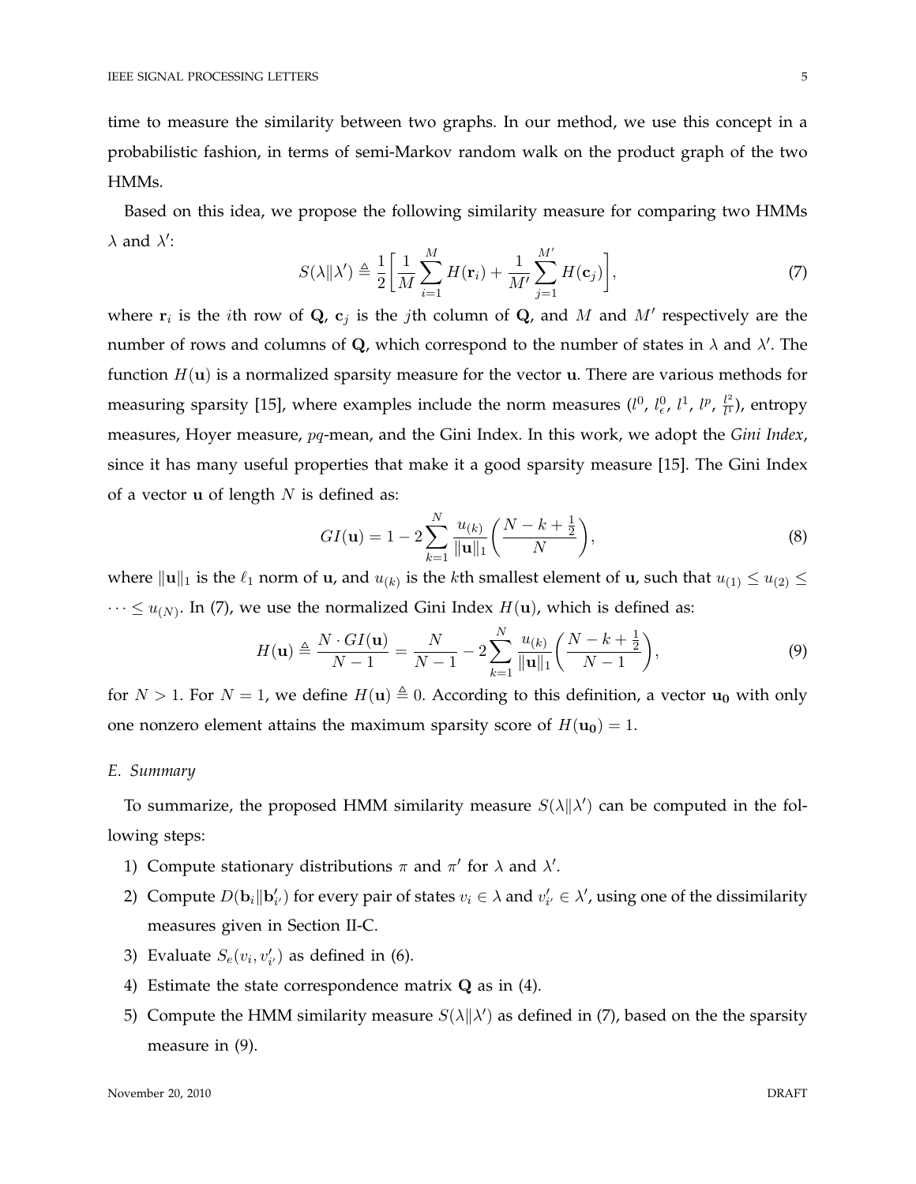time to measure the similarity between two graphs. In our method, we use this concept in a probabilistic fashion, in terms of semi-Markov random walk on the product graph of the two HMMs.

Based on this idea, we propose the following similarity measure for comparing two HMMs $\lambda$ and $\lambda'$:

$$S(\lambda \| \lambda') \triangleq \frac{1}{2}\bigg[\frac{1}{M}\sum_{i=1}^{M} H(\mathbf{r}_i) + \frac{1}{M'}\sum_{j=1}^{M'} H(\mathbf{c}_j)\bigg], \tag{7}$$

where $\mathbf{r}_i$ is the $i$th row of $\mathbf{Q}$, $\mathbf{c}_j$ is the $j$th column of $\mathbf{Q}$, and $M$ and $M'$ respectively are the number of rows and columns of $\mathbf{Q}$, which correspond to the number of states in $\lambda$ and $\lambda'$. The function $H(\mathbf{u})$ is a normalized sparsity measure for the vector $\mathbf{u}$. There are various methods for measuring sparsity [15], where examples include the norm measures ($l^0$, $l^0_\epsilon$, $l^1$, $l^p$, $\frac{l^2}{l^1}$), entropy measures, Hoyer measure, $pq$-mean, and the Gini Index. In this work, we adopt the *Gini Index*, since it has many useful properties that make it a good sparsity measure [15]. The Gini Index of a vector $\mathbf{u}$ of length $N$ is defined as:

$$GI(\mathbf{u}) = 1 - 2\sum_{k=1}^{N} \frac{u_{(k)}}{\|\mathbf{u}\|_1}\bigg(\frac{N-k+\frac{1}{2}}{N}\bigg), \tag{8}$$

where $\|\mathbf{u}\|_1$ is the $\ell_1$ norm of $\mathbf{u}$, and $u_{(k)}$ is the $k$th smallest element of $\mathbf{u}$, such that $u_{(1)} \leq u_{(2)} \leq \cdots \leq u_{(N)}$. In (7), we use the normalized Gini Index $H(\mathbf{u})$, which is defined as:

$$H(\mathbf{u}) \triangleq \frac{N \cdot GI(\mathbf{u})}{N-1} = \frac{N}{N-1} - 2\sum_{k=1}^{N} \frac{u_{(k)}}{\|\mathbf{u}\|_1}\bigg(\frac{N-k+\frac{1}{2}}{N-1}\bigg), \tag{9}$$

for $N > 1$. For $N = 1$, we define $H(\mathbf{u}) \triangleq 0$. According to this definition, a vector $\mathbf{u_0}$ with only one nonzero element attains the maximum sparsity score of $H(\mathbf{u_0}) = 1$.

### *E. Summary*

To summarize, the proposed HMM similarity measure $S(\lambda \| \lambda')$ can be computed in the following steps:

1) Compute stationary distributions $\pi$ and $\pi'$ for $\lambda$ and $\lambda'$.
2) Compute $D(\mathbf{b}_i \| \mathbf{b}'_{i'})$ for every pair of states $v_i \in \lambda$ and $v'_{i'} \in \lambda'$, using one of the dissimilarity measures given in Section II-C.
3) Evaluate $S_e(v_i, v'_{i'})$ as defined in (6).
4) Estimate the state correspondence matrix $\mathbf{Q}$ as in (4).
5) Compute the HMM similarity measure $S(\lambda \| \lambda')$ as defined in (7), based on the the sparsity measure in (9).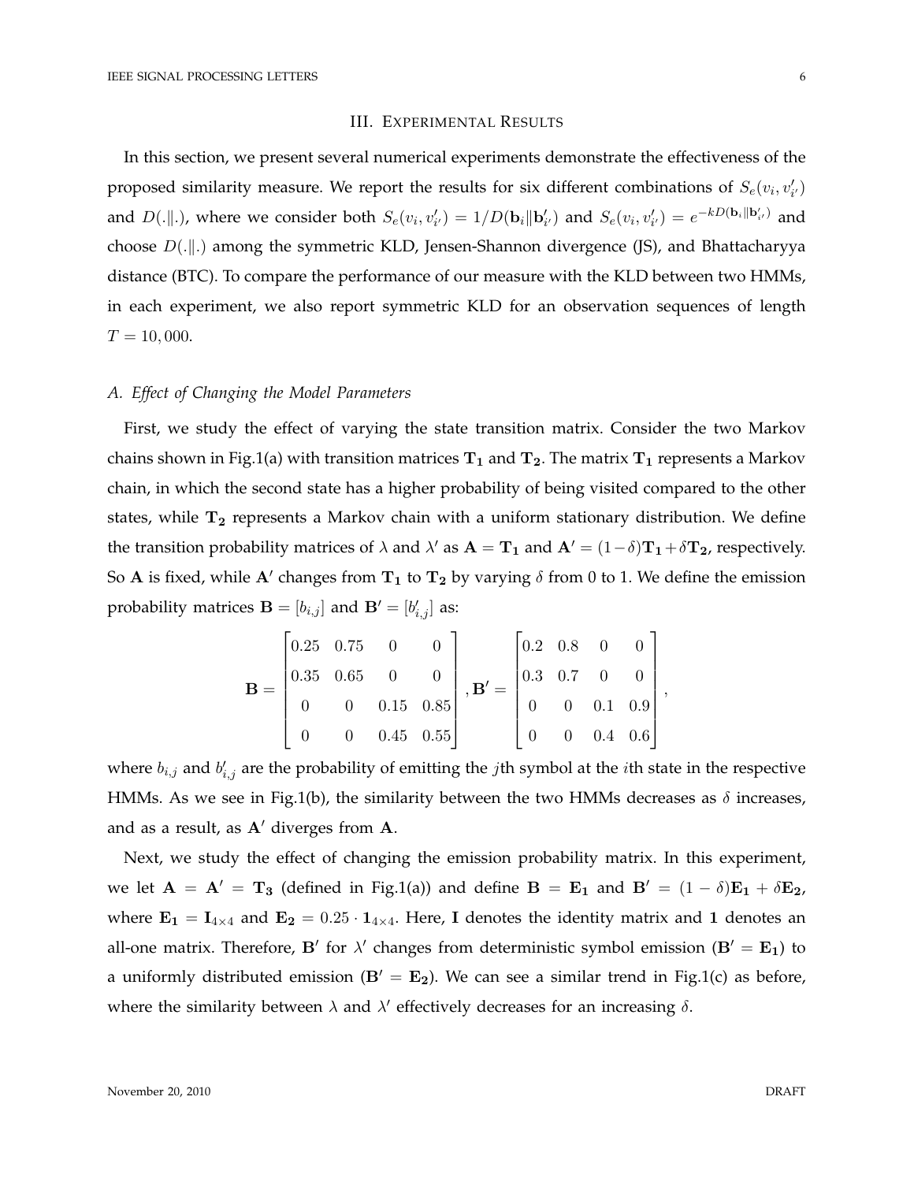## III. Experimental Results

In this section, we present several numerical experiments demonstrate the effectiveness of the proposed similarity measure. We report the results for six different combinations of $S_e(v_i, v'_{i'})$ and $D(.\|.)$, where we consider both $S_e(v_i, v'_{i'}) = 1/D(\mathbf{b}_i \| \mathbf{b}'_{i'})$ and $S_e(v_i, v'_{i'}) = e^{-kD(\mathbf{b}_i \| \mathbf{b}'_{i'})}$ and choose $D(.\|.)$ among the symmetric KLD, Jensen-Shannon divergence (JS), and Bhattacharyya distance (BTC). To compare the performance of our measure with the KLD between two HMMs, in each experiment, we also report symmetric KLD for an observation sequences of length $T = 10,000$.

### *A. Effect of Changing the Model Parameters*

First, we study the effect of varying the state transition matrix. Consider the two Markov chains shown in Fig.1(a) with transition matrices $\mathbf{T_1}$ and $\mathbf{T_2}$. The matrix $\mathbf{T_1}$ represents a Markov chain, in which the second state has a higher probability of being visited compared to the other states, while $\mathbf{T_2}$ represents a Markov chain with a uniform stationary distribution. We define the transition probability matrices of $\lambda$ and $\lambda'$ as $\mathbf{A} = \mathbf{T_1}$ and $\mathbf{A}' = (1-\delta)\mathbf{T_1} + \delta\mathbf{T_2}$, respectively. So $\mathbf{A}$ is fixed, while $\mathbf{A}'$ changes from $\mathbf{T_1}$ to $\mathbf{T_2}$ by varying $\delta$ from 0 to 1. We define the emission probability matrices $\mathbf{B} = [b_{i,j}]$ and $\mathbf{B}' = [b'_{i,j}]$ as:

$$\mathbf{B} = \begin{bmatrix} 0.25 & 0.75 & 0 & 0 \\ 0.35 & 0.65 & 0 & 0 \\ 0 & 0 & 0.15 & 0.85 \\ 0 & 0 & 0.45 & 0.55 \end{bmatrix}, \mathbf{B}' = \begin{bmatrix} 0.2 & 0.8 & 0 & 0 \\ 0.3 & 0.7 & 0 & 0 \\ 0 & 0 & 0.1 & 0.9 \\ 0 & 0 & 0.4 & 0.6 \end{bmatrix},$$

where $b_{i,j}$ and $b'_{i,j}$ are the probability of emitting the $j$th symbol at the $i$th state in the respective HMMs. As we see in Fig.1(b), the similarity between the two HMMs decreases as $\delta$ increases, and as a result, as $\mathbf{A}'$ diverges from $\mathbf{A}$.

Next, we study the effect of changing the emission probability matrix. In this experiment, we let $\mathbf{A} = \mathbf{A}' = \mathbf{T_3}$ (defined in Fig.1(a)) and define $\mathbf{B} = \mathbf{E_1}$ and $\mathbf{B}' = (1-\delta)\mathbf{E_1} + \delta\mathbf{E_2}$, where $\mathbf{E_1} = \mathbf{I}_{4\times4}$ and $\mathbf{E_2} = 0.25 \cdot \mathbf{1}_{4\times4}$. Here, $\mathbf{I}$ denotes the identity matrix and $\mathbf{1}$ denotes an all-one matrix. Therefore, $\mathbf{B}'$ for $\lambda'$ changes from deterministic symbol emission ($\mathbf{B}' = \mathbf{E_1}$) to a uniformly distributed emission ($\mathbf{B}' = \mathbf{E_2}$). We can see a similar trend in Fig.1(c) as before, where the similarity between $\lambda$ and $\lambda'$ effectively decreases for an increasing $\delta$.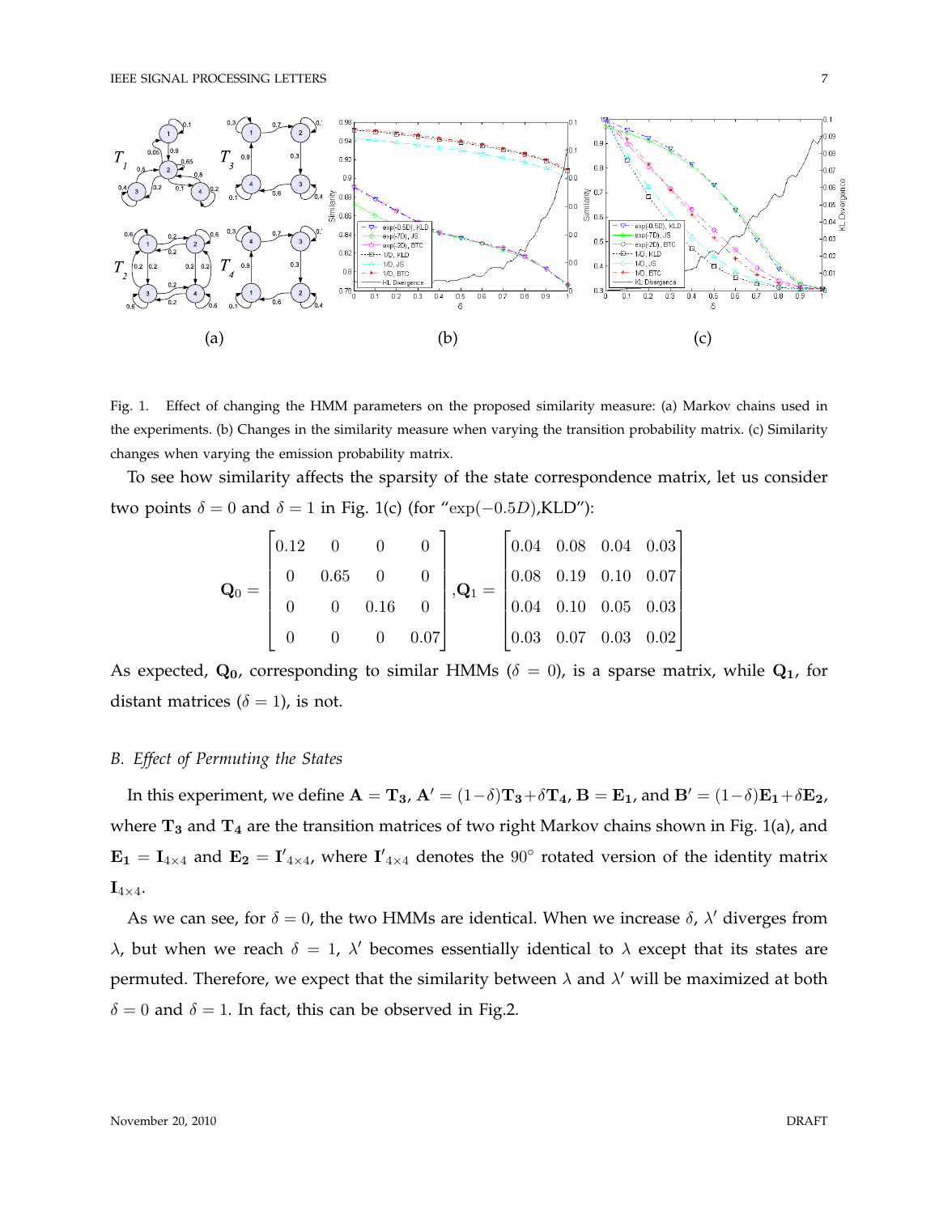Fig. 1. Effect of changing the HMM parameters on the proposed similarity measure: (a) Markov chains used in the experiments. (b) Changes in the similarity measure when varying the transition probability matrix. (c) Similarity changes when varying the emission probability matrix.

To see how similarity affects the sparsity of the state correspondence matrix, let us consider two points $\delta = 0$ and $\delta = 1$ in Fig. 1(c) (for "$\exp(-0.5D)$,KLD"):

$$\mathbf{Q}_0 = \begin{bmatrix} 0.12 & 0 & 0 & 0 \\ 0 & 0.65 & 0 & 0 \\ 0 & 0 & 0.16 & 0 \\ 0 & 0 & 0 & 0.07 \end{bmatrix}, \mathbf{Q}_1 = \begin{bmatrix} 0.04 & 0.08 & 0.04 & 0.03 \\ 0.08 & 0.19 & 0.10 & 0.07 \\ 0.04 & 0.10 & 0.05 & 0.03 \\ 0.03 & 0.07 & 0.03 & 0.02 \end{bmatrix}$$

As expected, $\mathbf{Q_0}$, corresponding to similar HMMs ($\delta = 0$), is a sparse matrix, while $\mathbf{Q_1}$, for distant matrices ($\delta = 1$), is not.

### *B. Effect of Permuting the States*

In this experiment, we define $\mathbf{A} = \mathbf{T_3}$, $\mathbf{A}' = (1-\delta)\mathbf{T_3} + \delta\mathbf{T_4}$, $\mathbf{B} = \mathbf{E_1}$, and $\mathbf{B}' = (1-\delta)\mathbf{E_1} + \delta\mathbf{E_2}$, where $\mathbf{T_3}$ and $\mathbf{T_4}$ are the transition matrices of two right Markov chains shown in Fig. 1(a), and $\mathbf{E_1} = \mathbf{I}_{4\times4}$ and $\mathbf{E_2} = \mathbf{I}'_{4\times4}$, where $\mathbf{I}'_{4\times4}$ denotes the $90^\circ$ rotated version of the identity matrix $\mathbf{I}_{4\times4}$.

As we can see, for $\delta = 0$, the two HMMs are identical. When we increase $\delta$, $\lambda'$ diverges from $\lambda$, but when we reach $\delta = 1$, $\lambda'$ becomes essentially identical to $\lambda$ except that its states are permuted. Therefore, we expect that the similarity between $\lambda$ and $\lambda'$ will be maximized at both $\delta = 0$ and $\delta = 1$. In fact, this can be observed in Fig.2.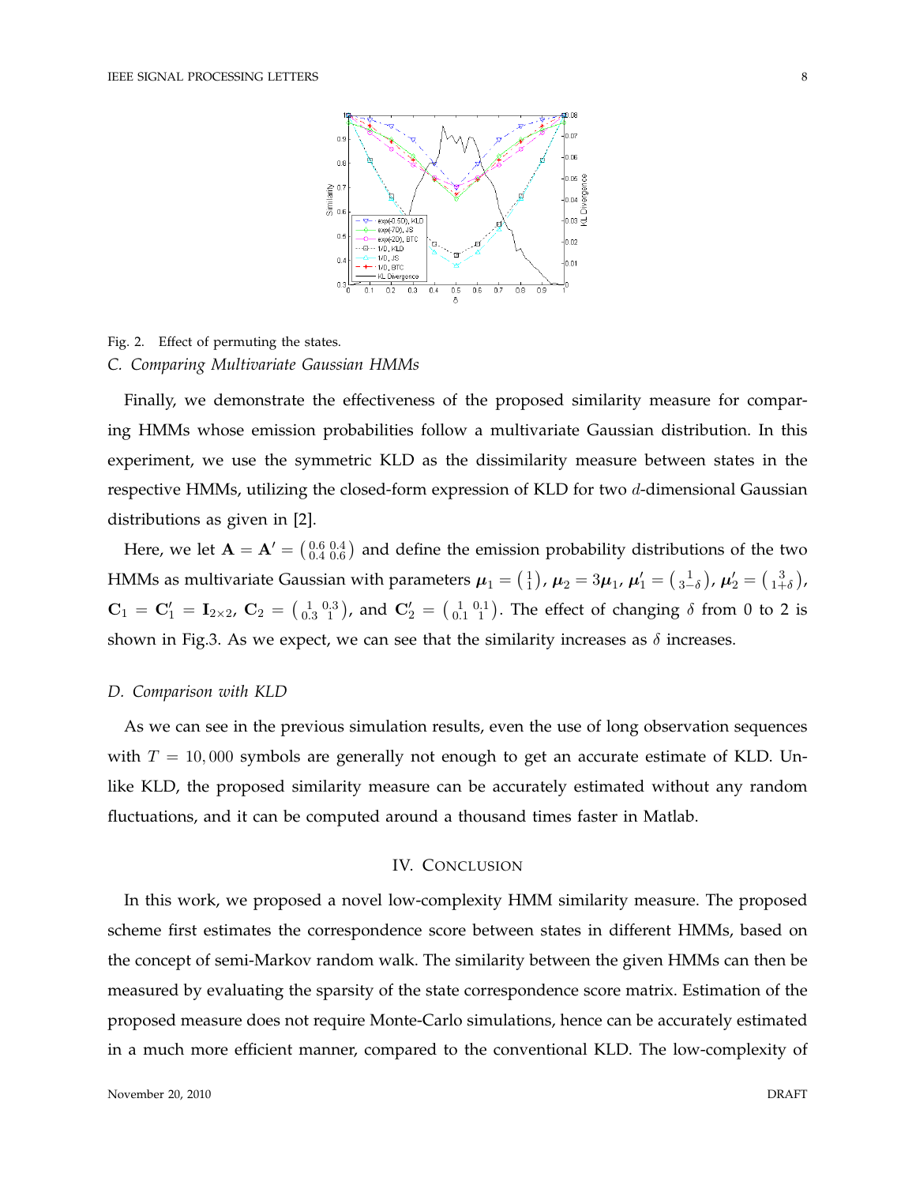Fig. 2. Effect of permuting the states.

### C. Comparing Multivariate Gaussian HMMs

Finally, we demonstrate the effectiveness of the proposed similarity measure for comparing HMMs whose emission probabilities follow a multivariate Gaussian distribution. In this experiment, we use the symmetric KLD as the dissimilarity measure between states in the respective HMMs, utilizing the closed-form expression of KLD for two $d$-dimensional Gaussian distributions as given in [2].

Here, we let $\mathbf{A} = \mathbf{A}' = \begin{pmatrix} 0.6 & 0.4 \\ 0.4 & 0.6 \end{pmatrix}$ and define the emission probability distributions of the two HMMs as multivariate Gaussian with parameters $\boldsymbol{\mu}_1 = \begin{pmatrix} 1 \\ 1 \end{pmatrix}$, $\boldsymbol{\mu}_2 = 3\boldsymbol{\mu}_1$, $\boldsymbol{\mu}_1' = \begin{pmatrix} 1 \\ 3-\delta \end{pmatrix}$, $\boldsymbol{\mu}_2' = \begin{pmatrix} 3 \\ 1+\delta \end{pmatrix}$, $\mathbf{C}_1 = \mathbf{C}_1' = \mathbf{I}_{2\times 2}$, $\mathbf{C}_2 = \begin{pmatrix} 1 & 0.3 \\ 0.3 & 1 \end{pmatrix}$, and $\mathbf{C}_2' = \begin{pmatrix} 1 & 0.1 \\ 0.1 & 1 \end{pmatrix}$. The effect of changing $\delta$ from 0 to 2 is shown in Fig.3. As we expect, we can see that the similarity increases as $\delta$ increases.

### D. Comparison with KLD

As we can see in the previous simulation results, even the use of long observation sequences with $T = 10,000$ symbols are generally not enough to get an accurate estimate of KLD. Unlike KLD, the proposed similarity measure can be accurately estimated without any random fluctuations, and it can be computed around a thousand times faster in Matlab.

## IV. Conclusion

In this work, we proposed a novel low-complexity HMM similarity measure. The proposed scheme first estimates the correspondence score between states in different HMMs, based on the concept of semi-Markov random walk. The similarity between the given HMMs can then be measured by evaluating the sparsity of the state correspondence score matrix. Estimation of the proposed measure does not require Monte-Carlo simulations, hence can be accurately estimated in a much more efficient manner, compared to the conventional KLD. The low-complexity of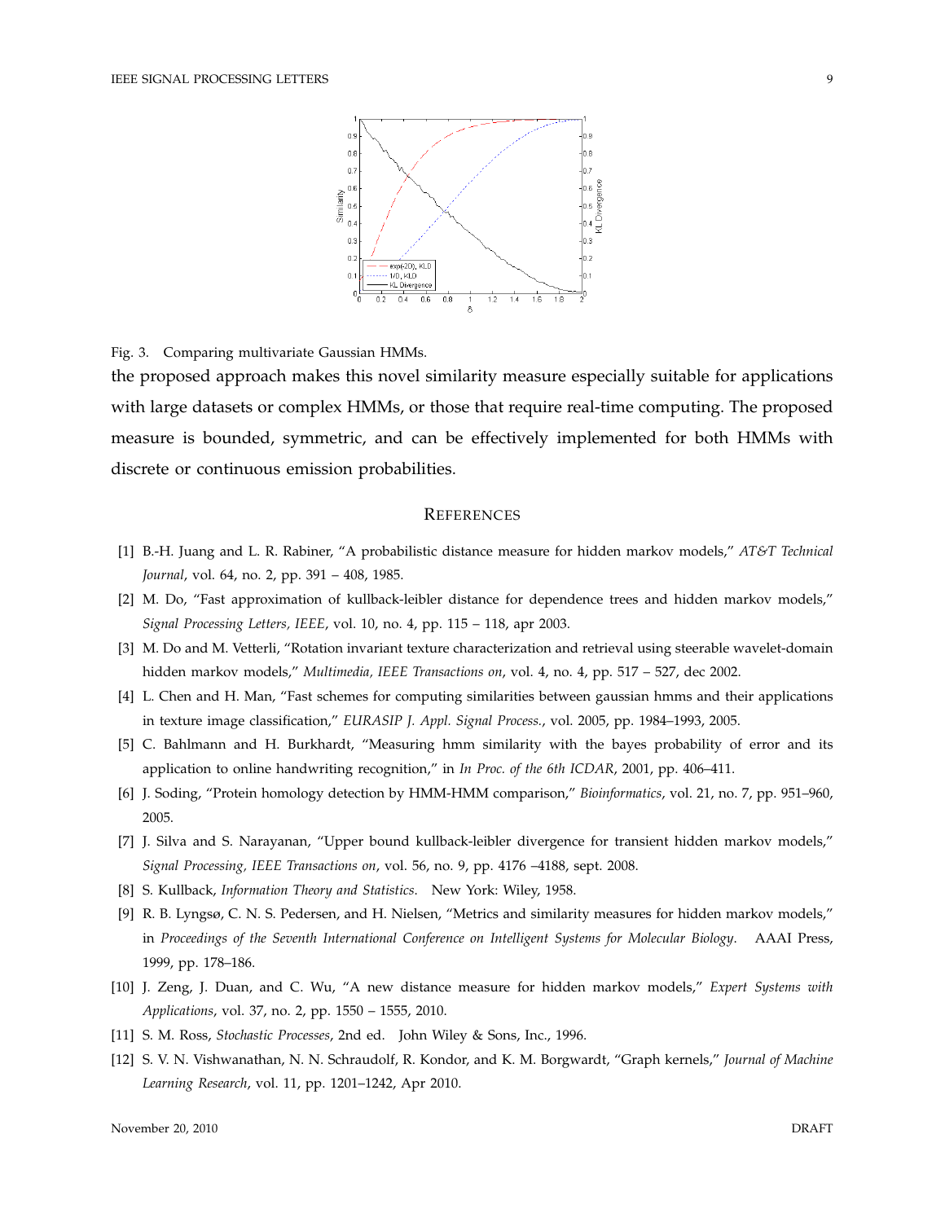Fig. 3. Comparing multivariate Gaussian HMMs.

the proposed approach makes this novel similarity measure especially suitable for applications with large datasets or complex HMMs, or those that require real-time computing. The proposed measure is bounded, symmetric, and can be effectively implemented for both HMMs with discrete or continuous emission probabilities.

## REFERENCES

[1] B.-H. Juang and L. R. Rabiner, "A probabilistic distance measure for hidden markov models," *AT&T Technical Journal*, vol. 64, no. 2, pp. 391 – 408, 1985.

[2] M. Do, "Fast approximation of kullback-leibler distance for dependence trees and hidden markov models," *Signal Processing Letters, IEEE*, vol. 10, no. 4, pp. 115 – 118, apr 2003.

[3] M. Do and M. Vetterli, "Rotation invariant texture characterization and retrieval using steerable wavelet-domain hidden markov models," *Multimedia, IEEE Transactions on*, vol. 4, no. 4, pp. 517 – 527, dec 2002.

[4] L. Chen and H. Man, "Fast schemes for computing similarities between gaussian hmms and their applications in texture image classification," *EURASIP J. Appl. Signal Process.*, vol. 2005, pp. 1984–1993, 2005.

[5] C. Bahlmann and H. Burkhardt, "Measuring hmm similarity with the bayes probability of error and its application to online handwriting recognition," in *In Proc. of the 6th ICDAR*, 2001, pp. 406–411.

[6] J. Soding, "Protein homology detection by HMM-HMM comparison," *Bioinformatics*, vol. 21, no. 7, pp. 951–960, 2005.

[7] J. Silva and S. Narayanan, "Upper bound kullback-leibler divergence for transient hidden markov models," *Signal Processing, IEEE Transactions on*, vol. 56, no. 9, pp. 4176 –4188, sept. 2008.

[8] S. Kullback, *Information Theory and Statistics.* New York: Wiley, 1958.

[9] R. B. Lyngsø, C. N. S. Pedersen, and H. Nielsen, "Metrics and similarity measures for hidden markov models," in *Proceedings of the Seventh International Conference on Intelligent Systems for Molecular Biology*. AAAI Press, 1999, pp. 178–186.

[10] J. Zeng, J. Duan, and C. Wu, "A new distance measure for hidden markov models," *Expert Systems with Applications*, vol. 37, no. 2, pp. 1550 – 1555, 2010.

[11] S. M. Ross, *Stochastic Processes*, 2nd ed. John Wiley & Sons, Inc., 1996.

[12] S. V. N. Vishwanathan, N. N. Schraudolf, R. Kondor, and K. M. Borgwardt, "Graph kernels," *Journal of Machine Learning Research*, vol. 11, pp. 1201–1242, Apr 2010.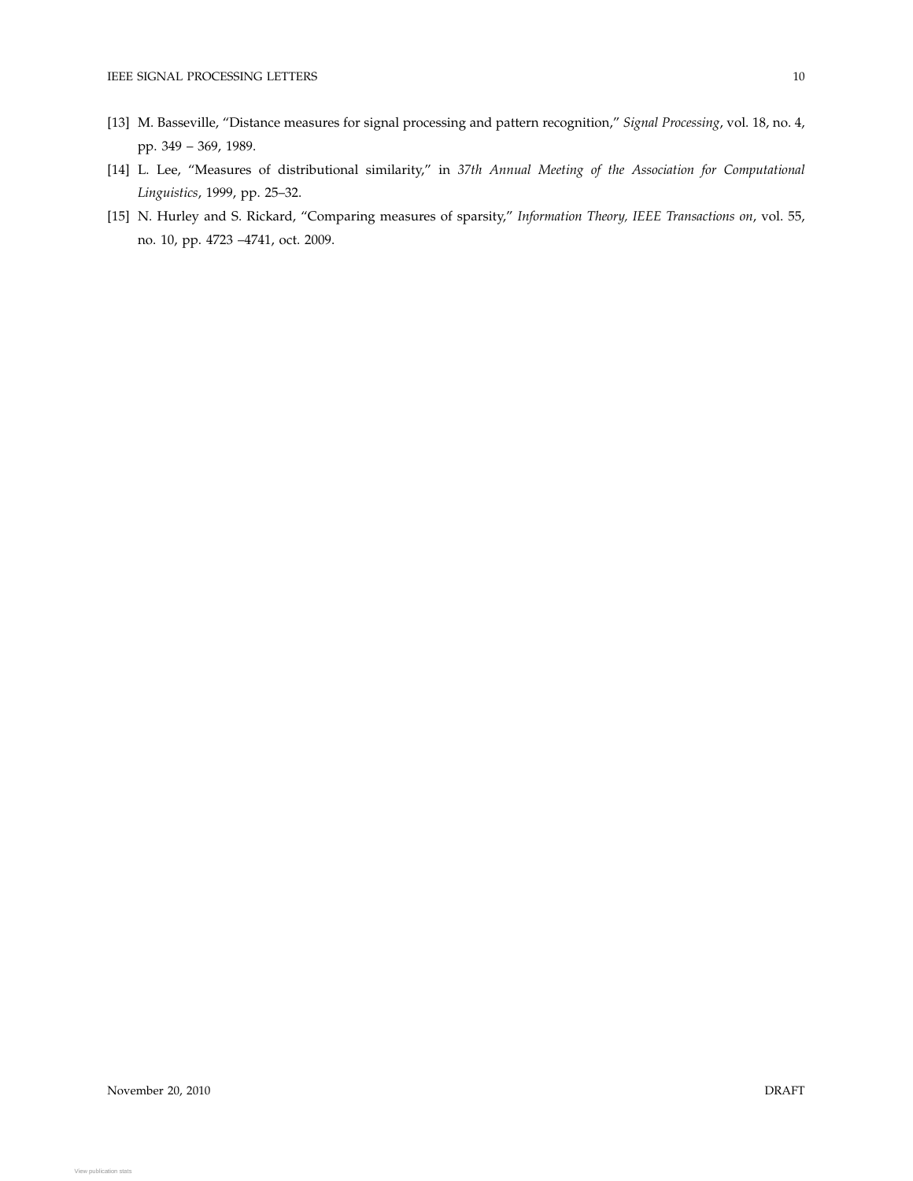[13] M. Basseville, "Distance measures for signal processing and pattern recognition," *Signal Processing*, vol. 18, no. 4, pp. 349 – 369, 1989.

[14] L. Lee, "Measures of distributional similarity," in *37th Annual Meeting of the Association for Computational Linguistics*, 1999, pp. 25–32.

[15] N. Hurley and S. Rickard, "Comparing measures of sparsity," *Information Theory, IEEE Transactions on*, vol. 55, no. 10, pp. 4723 –4741, oct. 2009.